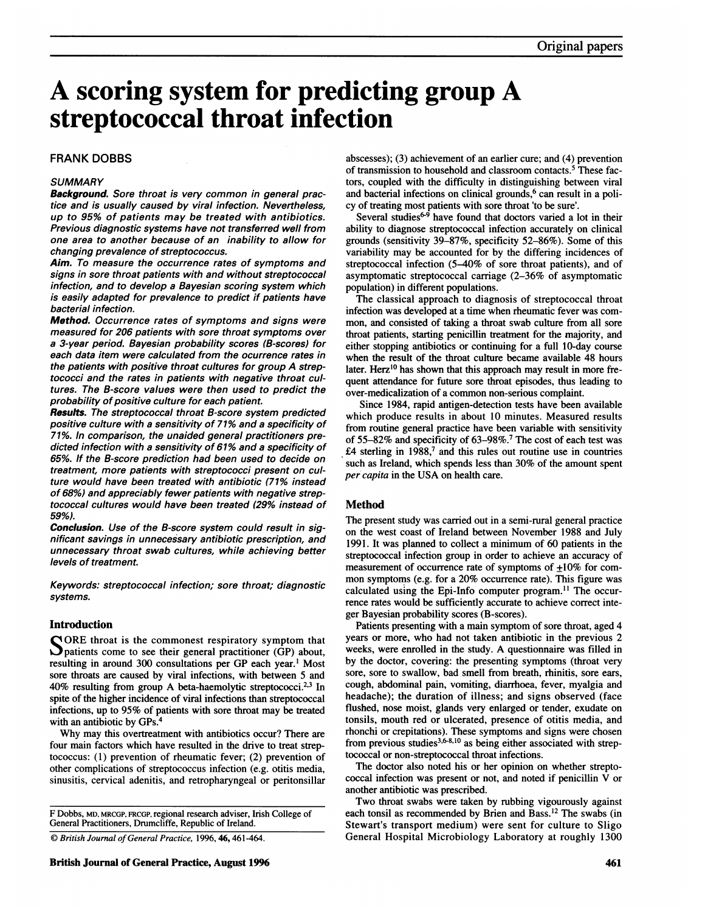# A scoring system for predicting group A streptococcal throat infection

FRANK DOBBS

### SUMMARY

***Background.*** *Sore throat is very common in general practice and is usually caused by viral infection. Nevertheless, up to 95% of patients may be treated with antibiotics. Previous diagnostic systems have not transferred well from one area to another because of an inability to allow for changing prevalence of streptococcus.*

***Aim.*** *To measure the occurrence rates of symptoms and signs in sore throat patients with and without streptococcal infection, and to develop a Bayesian scoring system which is easily adapted for prevalence to predict if patients have bacterial infection.*

***Method.*** *Occurrence rates of symptoms and signs were measured for 206 patients with sore throat symptoms over a 3-year period. Bayesian probability scores (B-scores) for each data item were calculated from the ocurrence rates in the patients with positive throat cultures for group A streptococci and the rates in patients with negative throat cultures. The B-score values were then used to predict the probability of positive culture for each patient.*

***Results.*** *The streptococcal throat B-score system predicted positive culture with a sensitivity of 71% and a specificity of 71%. In comparison, the unaided general practitioners predicted infection with a sensitivity of 61% and a specificity of 65%. If the B-score prediction had been used to decide on treatment, more patients with streptococci present on culture would have been treated with antibiotic (71% instead of 68%) and appreciably fewer patients with negative streptococcal cultures would have been treated (29% instead of 59%).*

***Conclusion.*** *Use of the B-score system could result in significant savings in unnecessary antibiotic prescription, and unnecessary throat swab cultures, while achieving better levels of treatment.*

*Keywords: streptococcal infection; sore throat; diagnostic systems.*

## Introduction

SORE throat is the commonest respiratory symptom that patients come to see their general practitioner (GP) about, resulting in around 300 consultations per GP each year.[1] Most sore throats are caused by viral infections, with between 5 and 40% resulting from group A beta-haemolytic streptococci.[2,3] In spite of the higher incidence of viral infections than streptococcal infections, up to 95% of patients with sore throat may be treated with an antibiotic by GPs.[4]

Why may this overtreatment with antibiotics occur? There are four main factors which have resulted in the drive to treat streptococcus: (1) prevention of rheumatic fever; (2) prevention of other complications of streptococcus infection (e.g. otitis media, sinusitis, cervical adenitis, and retropharyngeal or peritonsillar abscesses); (3) achievement of an earlier cure; and (4) prevention of transmission to household and classroom contacts.[5] These factors, coupled with the difficulty in distinguishing between viral and bacterial infections on clinical grounds,[6] can result in a policy of treating most patients with sore throat 'to be sure'.

Several studies[6-9] have found that doctors varied a lot in their ability to diagnose streptococcal infection accurately on clinical grounds (sensitivity 39–87%, specificity 52–86%). Some of this variability may be accounted for by the differing incidences of streptococcal infection (5–40% of sore throat patients), and of asymptomatic streptococcal carriage (2–36% of asymptomatic population) in different populations.

The classical approach to diagnosis of streptococcal throat infection was developed at a time when rheumatic fever was common, and consisted of taking a throat swab culture from all sore throat patients, starting penicillin treatment for the majority, and either stopping antibiotics or continuing for a full 10-day course when the result of the throat culture became available 48 hours later. Herz[10] has shown that this approach may result in more frequent attendance for future sore throat episodes, thus leading to over-medicalization of a common non-serious complaint.

Since 1984, rapid antigen-detection tests have been available which produce results in about 10 minutes. Measured results from routine general practice have been variable with sensitivity of 55–82% and specificity of 63–98%.[7] The cost of each test was £4 sterling in 1988,[7] and this rules out routine use in countries such as Ireland, which spends less than 30% of the amount spent *per capita* in the USA on health care.

## Method

The present study was carried out in a semi-rural general practice on the west coast of Ireland between November 1988 and July 1991. It was planned to collect a minimum of 60 patients in the streptococcal infection group in order to achieve an accuracy of measurement of occurrence rate of symptoms of ±10% for common symptoms (e.g. for a 20% occurrence rate). This figure was calculated using the Epi-Info computer program.[11] The occurrence rates would be sufficiently accurate to achieve correct integer Bayesian probability scores (B-scores).

Patients presenting with a main symptom of sore throat, aged 4 years or more, who had not taken antibiotic in the previous 2 weeks, were enrolled in the study. A questionnaire was filled in by the doctor, covering: the presenting symptoms (throat very sore, sore to swallow, bad smell from breath, rhinitis, sore ears, cough, abdominal pain, vomiting, diarrhoea, fever, myalgia and headache); the duration of illness; and signs observed (face flushed, nose moist, glands very enlarged or tender, exudate on tonsils, mouth red or ulcerated, presence of otitis media, and rhonchi or crepitations). These symptoms and signs were chosen from previous studies[3,6-8,10] as being either associated with streptococcal or non-streptococcal throat infections.

The doctor also noted his or her opinion on whether streptococcal infection was present or not, and noted if penicillin V or another antibiotic was prescribed.

Two throat swabs were taken by rubbing vigourously against each tonsil as recommended by Brien and Bass.[12] The swabs (in Stewart's transport medium) were sent for culture to Sligo General Hospital Microbiology Laboratory at roughly 1300

---

F Dobbs, MD, MRCGP, FRCGP, regional research adviser, Irish College of General Practitioners, Drumcliffe, Republic of Ireland.

© *British Journal of General Practice*, 1996, **46**, 461-464.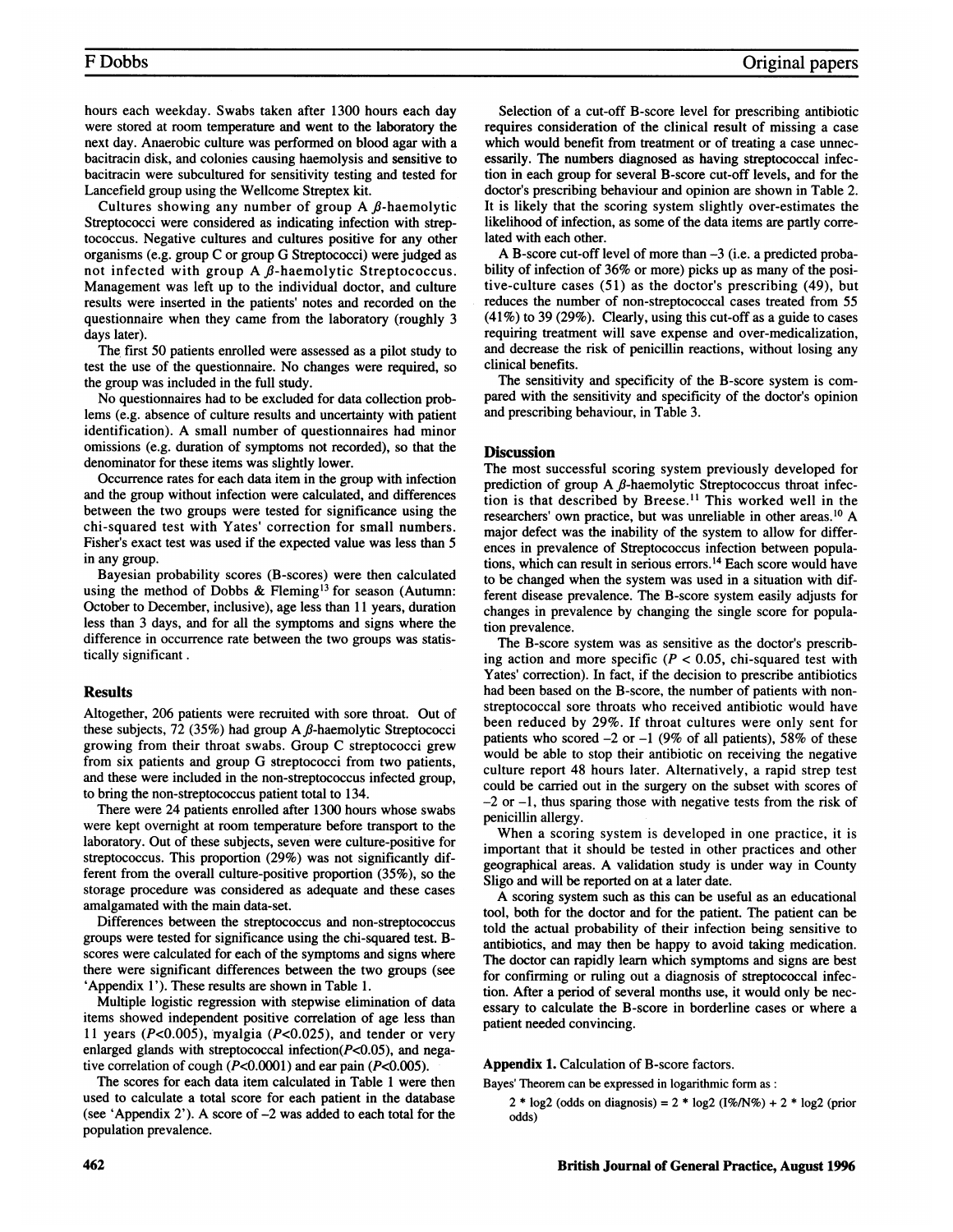hours each weekday. Swabs taken after 1300 hours each day were stored at room temperature and went to the laboratory the next day. Anaerobic culture was performed on blood agar with a bacitracin disk, and colonies causing haemolysis and sensitive to bacitracin were subcultured for sensitivity testing and tested for Lancefield group using the Wellcome Streptex kit.

Cultures showing any number of group A $\beta$-haemolytic Streptococci were considered as indicating infection with streptococcus. Negative cultures and cultures positive for any other organisms (e.g. group C or group G Streptococci) were judged as not infected with group A $\beta$-haemolytic Streptococcus. Management was left up to the individual doctor, and culture results were inserted in the patients' notes and recorded on the questionnaire when they came from the laboratory (roughly 3 days later).

The first 50 patients enrolled were assessed as a pilot study to test the use of the questionnaire. No changes were required, so the group was included in the full study.

No questionnaires had to be excluded for data collection problems (e.g. absence of culture results and uncertainty with patient identification). A small number of questionnaires had minor omissions (e.g. duration of symptoms not recorded), so that the denominator for these items was slightly lower.

Occurrence rates for each data item in the group with infection and the group without infection were calculated, and differences between the two groups were tested for significance using the chi-squared test with Yates' correction for small numbers. Fisher's exact test was used if the expected value was less than 5 in any group.

Bayesian probability scores (B-scores) were then calculated using the method of Dobbs & Fleming[13] for season (Autumn: October to December, inclusive), age less than 11 years, duration less than 3 days, and for all the symptoms and signs where the difference in occurrence rate between the two groups was statistically significant.

## Results

Altogether, 206 patients were recruited with sore throat. Out of these subjects, 72 (35%) had group A $\beta$-haemolytic Streptococci growing from their throat swabs. Group C streptococci grew from six patients and group G streptococci from two patients, and these were included in the non-streptococcus infected group, to bring the non-streptococcus patient total to 134.

There were 24 patients enrolled after 1300 hours whose swabs were kept overnight at room temperature before transport to the laboratory. Out of these subjects, seven were culture-positive for streptococcus. This proportion (29%) was not significantly different from the overall culture-positive proportion (35%), so the storage procedure was considered as adequate and these cases amalgamated with the main data-set.

Differences between the streptococcus and non-streptococcus groups were tested for significance using the chi-squared test. B-scores were calculated for each of the symptoms and signs where there were significant differences between the two groups (see 'Appendix 1'). These results are shown in Table 1.

Multiple logistic regression with stepwise elimination of data items showed independent positive correlation of age less than 11 years ($P<0.005$), myalgia ($P<0.025$), and tender or very enlarged glands with streptococcal infection($P<0.05$), and negative correlation of cough ($P<0.0001$) and ear pain ($P<0.005$).

The scores for each data item calculated in Table 1 were then used to calculate a total score for each patient in the database (see 'Appendix 2'). A score of –2 was added to each total for the population prevalence.

Selection of a cut-off B-score level for prescribing antibiotic requires consideration of the clinical result of missing a case which would benefit from treatment or of treating a case unnecessarily. The numbers diagnosed as having streptococcal infection in each group for several B-score cut-off levels, and for the doctor's prescribing behaviour and opinion are shown in Table 2. It is likely that the scoring system slightly over-estimates the likelihood of infection, as some of the data items are partly correlated with each other.

A B-score cut-off level of more than –3 (i.e. a predicted probability of infection of 36% or more) picks up as many of the positive-culture cases (51) as the doctor's prescribing (49), but reduces the number of non-streptococcal cases treated from 55 (41%) to 39 (29%). Clearly, using this cut-off as a guide to cases requiring treatment will save expense and over-medicalization, and decrease the risk of penicillin reactions, without losing any clinical benefits.

The sensitivity and specificity of the B-score system is compared with the sensitivity and specificity of the doctor's opinion and prescribing behaviour, in Table 3.

## Discussion

The most successful scoring system previously developed for prediction of group A $\beta$-haemolytic Streptococcus throat infection is that described by Breese.[11] This worked well in the researchers' own practice, but was unreliable in other areas.[10] A major defect was the inability of the system to allow for differences in prevalence of Streptococcus infection between populations, which can result in serious errors.[14] Each score would have to be changed when the system was used in a situation with different disease prevalence. The B-score system easily adjusts for changes in prevalence by changing the single score for population prevalence.

The B-score system was as sensitive as the doctor's prescribing action and more specific ($P < 0.05$, chi-squared test with Yates' correction). In fact, if the decision to prescribe antibiotics had been based on the B-score, the number of patients with non-streptococcal sore throats who received antibiotic would have been reduced by 29%. If throat cultures were only sent for patients who scored –2 or –1 (9% of all patients), 58% of these would be able to stop their antibiotic on receiving the negative culture report 48 hours later. Alternatively, a rapid strep test could be carried out in the surgery on the subset with scores of –2 or –1, thus sparing those with negative tests from the risk of penicillin allergy.

When a scoring system is developed in one practice, it is important that it should be tested in other practices and other geographical areas. A validation study is under way in County Sligo and will be reported on at a later date.

A scoring system such as this can be useful as an educational tool, both for the doctor and for the patient. The patient can be told the actual probability of their infection being sensitive to antibiotics, and may then be happy to avoid taking medication. The doctor can rapidly learn which symptoms and signs are best for confirming or ruling out a diagnosis of streptococcal infection. After a period of several months use, it would only be necessary to calculate the B-score in borderline cases or where a patient needed convincing.

**Appendix 1.** Calculation of B-score factors.

Bayes' Theorem can be expressed in logarithmic form as :

$$2 * \log_2 (\text{odds on diagnosis}) = 2 * \log_2 (I\%/N\%) + 2 * \log_2 (\text{prior odds})$$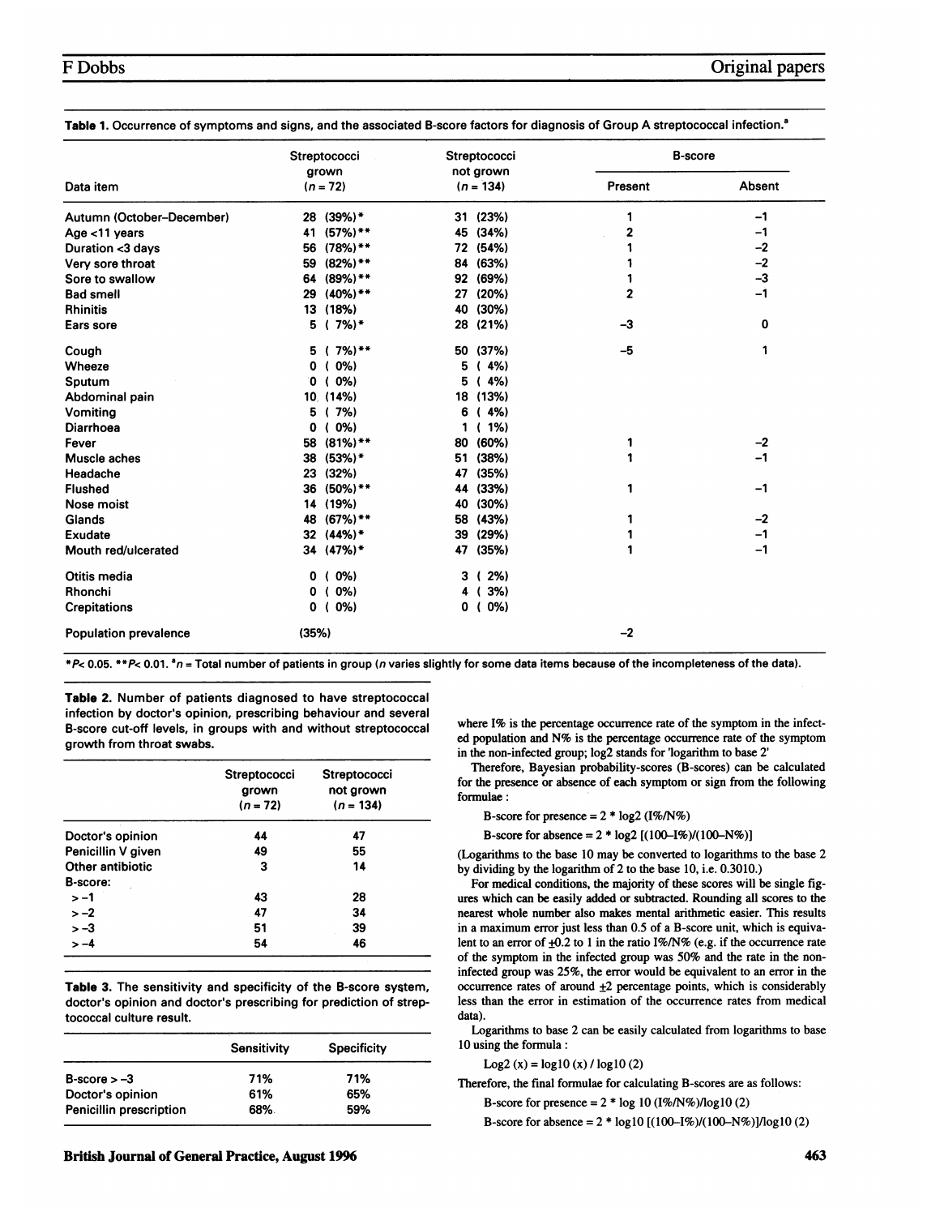**Table 1.** Occurrence of symptoms and signs, and the associated B-score factors for diagnosis of Group A streptococcal infection.[a]

| Data item | Streptococci grown ($n = 72$) | Streptococci not grown ($n = 134$) | B-score | |
|---|---|---|---|---|
| | | | Present | Absent |
| Autumn (October–December) | 28 (39%)* | 31 (23%) | 1 | −1 |
| Age <11 years | 41 (57%)** | 45 (34%) | 2 | −1 |
| Duration <3 days | 56 (78%)** | 72 (54%) | 1 | −2 |
| Very sore throat | 59 (82%)** | 84 (63%) | 1 | −2 |
| Sore to swallow | 64 (89%)** | 92 (69%) | 1 | −3 |
| Bad smell | 29 (40%)** | 27 (20%) | 2 | −1 |
| Rhinitis | 13 (18%) | 40 (30%) | | |
| Ears sore | 5 ( 7%)* | 28 (21%) | −3 | 0 |
| Cough | 5 ( 7%)** | 50 (37%) | −5 | 1 |
| Wheeze | 0 ( 0%) | 5 ( 4%) | | |
| Sputum | 0 ( 0%) | 5 ( 4%) | | |
| Abdominal pain | 10 (14%) | 18 (13%) | | |
| Vomiting | 5 ( 7%) | 6 ( 4%) | | |
| Diarrhoea | 0 ( 0%) | 1 ( 1%) | | |
| Fever | 58 (81%)** | 80 (60%) | 1 | −2 |
| Muscle aches | 38 (53%)* | 51 (38%) | 1 | −1 |
| Headache | 23 (32%) | 47 (35%) | | |
| Flushed | 36 (50%)** | 44 (33%) | 1 | −1 |
| Nose moist | 14 (19%) | 40 (30%) | | |
| Glands | 48 (67%)** | 58 (43%) | 1 | −2 |
| Exudate | 32 (44%)* | 39 (29%) | 1 | −1 |
| Mouth red/ulcerated | 34 (47%)* | 47 (35%) | 1 | −1 |
| Otitis media | 0 ( 0%) | 3 ( 2%) | | |
| Rhonchi | 0 ( 0%) | 4 ( 3%) | | |
| Crepitations | 0 ( 0%) | 0 ( 0%) | | |
| Population prevalence | (35%) | | −2 | |

*$P< 0.05$. **$P< 0.01$. [a]$n$ = Total number of patients in group ($n$ varies slightly for some data items because of the incompleteness of the data).

**Table 2.** Number of patients diagnosed to have streptococcal infection by doctor's opinion, prescribing behaviour and several B-score cut-off levels, in groups with and without streptococcal growth from throat swabs.

| | Streptococci grown ($n = 72$) | Streptococci not grown ($n = 134$) |
|---|---|---|
| Doctor's opinion | 44 | 47 |
| Penicillin V given | 49 | 55 |
| Other antibiotic | 3 | 14 |
| B-score: | | |
| > −1 | 43 | 28 |
| > −2 | 47 | 34 |
| > −3 | 51 | 39 |
| > −4 | 54 | 46 |

**Table 3.** The sensitivity and specificity of the B-score system, doctor's opinion and doctor's prescribing for prediction of streptococcal culture result.

| | Sensitivity | Specificity |
|---|---|---|
| B-score > −3 | 71% | 71% |
| Doctor's opinion | 61% | 65% |
| Penicillin prescription | 68% | 59% |

where I% is the percentage occurrence rate of the symptom in the infected population and N% is the percentage occurrence rate of the symptom in the non-infected group; log2 stands for 'logarithm to base 2'

Therefore, Bayesian probability-scores (B-scores) can be calculated for the presence or absence of each symptom or sign from the following formulae :

$$\text{B-score for presence} = 2 * \log_2 (I\%/N\%)$$

$$\text{B-score for absence} = 2 * \log_2 [(100-I\%)/(100-N\%)]$$

(Logarithms to the base 10 may be converted to logarithms to the base 2 by dividing by the logarithm of 2 to the base 10, i.e. 0.3010.)

For medical conditions, the majority of these scores will be single figures which can be easily added or subtracted. Rounding all scores to the nearest whole number also makes mental arithmetic easier. This results in a maximum error just less than 0.5 of a B-score unit, which is equivalent to an error of ±0.2 to 1 in the ratio I%/N% (e.g. if the occurrence rate of the symptom in the infected group was 50% and the rate in the non-infected group was 25%, the error would be equivalent to an error in the occurrence rates of around ±2 percentage points, which is considerably less than the error in estimation of the occurrence rates from medical data).

Logarithms to base 2 can be easily calculated from logarithms to base 10 using the formula :

$$\text{Log2}(x) = \log_{10}(x) / \log_{10}(2)$$

Therefore, the final formulae for calculating B-scores are as follows:

$$\text{B-score for presence} = 2 * \log_{10} (I\%/N\%)/\log_{10}(2)$$

$$\text{B-score for absence} = 2 * \log_{10} [(100-I\%)/(100-N\%)]/\log_{10}(2)$$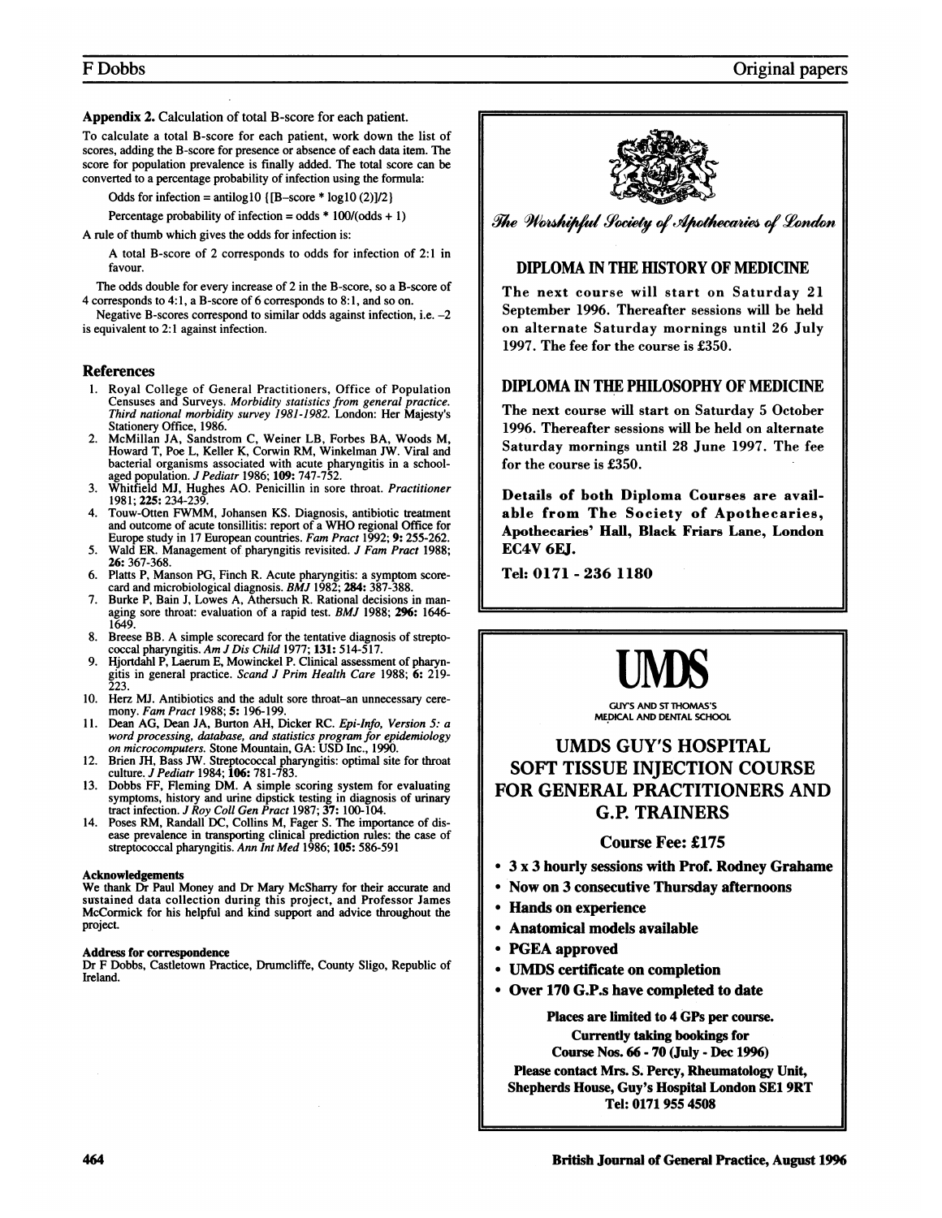**Appendix 2.** Calculation of total B-score for each patient.

To calculate a total B-score for each patient, work down the list of scores, adding the B-score for presence or absence of each data item. The score for population prevalence is finally added. The total score can be converted to a percentage probability of infection using the formula:

Odds for infection = antilog10 {[B–score * log10 (2)]/2}

Percentage probability of infection = odds * 100/(odds + 1)

A rule of thumb which gives the odds for infection is:

A total B-score of 2 corresponds to odds for infection of 2:1 in favour.

The odds double for every increase of 2 in the B-score, so a B-score of 4 corresponds to 4:1, a B-score of 6 corresponds to 8:1, and so on.

Negative B-scores correspond to similar odds against infection, i.e. –2 is equivalent to 2:1 against infection.

## References

1. Royal College of General Practitioners, Office of Population Censuses and Surveys. *Morbidity statistics from general practice. Third national morbidity survey 1981-1982.* London: Her Majesty's Stationery Office, 1986.
2. McMillan JA, Sandstrom C, Weiner LB, Forbes BA, Woods M, Howard T, Poe L, Keller K, Corwin RM, Winkelman JW. Viral and bacterial organisms associated with acute pharyngitis in a school-aged population. *J Pediatr* 1986; **109:** 747-752.
3. Whitfield MJ, Hughes AO. Penicillin in sore throat. *Practitioner* 1981; **225:** 234-239.
4. Touw-Otten FWMM, Johansen KS. Diagnosis, antibiotic treatment and outcome of acute tonsillitis: report of a WHO regional Office for Europe study in 17 European countries. *Fam Pract* 1992; **9:** 255-262.
5. Wald ER. Management of pharyngitis revisited. *J Fam Pract* 1988; **26:** 367-368.
6. Platts P, Manson PG, Finch R. Acute pharyngitis: a symptom score-card and microbiological diagnosis. *BMJ* 1982; **284:** 387-388.
7. Burke P, Bain J, Lowes A, Athersuch R. Rational decisions in managing sore throat: evaluation of a rapid test. *BMJ* 1988; **296:** 1646-1649.
8. Breese BB. A simple scorecard for the tentative diagnosis of streptococcal pharyngitis. *Am J Dis Child* 1977; **131:** 514-517.
9. Hjortdahl P, Laerum E, Mowinckel P. Clinical assessment of pharyngitis in general practice. *Scand J Prim Health Care* 1988; **6:** 219-223.
10. Herz MJ. Antibiotics and the adult sore throat–an unnecessary ceremony. *Fam Pract* 1988; **5:** 196-199.
11. Dean AG, Dean JA, Burton AH, Dicker RC. *Epi-Info, Version 5: a word processing, database, and statistics program for epidemiology on microcomputers.* Stone Mountain, GA: USD Inc., 1990.
12. Brien JH, Bass JW. Streptococcal pharyngitis: optimal site for throat culture. *J Pediatr* 1984; **106:** 781-783.
13. Dobbs FF, Fleming DM. A simple scoring system for evaluating symptoms, history and urine dipstick testing in diagnosis of urinary tract infection. *J Roy Coll Gen Pract* 1987; **37:** 100-104.
14. Poses RM, Randall DC, Collins M, Fager S. The importance of disease prevalence in transporting clinical prediction rules: the case of streptococcal pharyngitis. *Ann Int Med* 1986; **105:** 586-591

#### Acknowledgements

We thank Dr Paul Money and Dr Mary McSharry for their accurate and sustained data collection during this project, and Professor James McCormick for his helpful and kind support and advice throughout the project.

#### Address for correspondence

Dr F Dobbs, Castletown Practice, Drumcliffe, County Sligo, Republic of Ireland.

*The Worshipful Society of Apothecaries of London*

## DIPLOMA IN THE HISTORY OF MEDICINE

The next course will start on Saturday 21 September 1996. Thereafter sessions will be held on alternate Saturday mornings until 26 July 1997. The fee for the course is £350.

## DIPLOMA IN THE PHILOSOPHY OF MEDICINE

The next course will start on Saturday 5 October 1996. Thereafter sessions will be held on alternate Saturday mornings until 28 June 1997. The fee for the course is £350.

**Details of both Diploma Courses are available from The Society of Apothecaries, Apothecaries' Hall, Black Friars Lane, London EC4V 6EJ.**

**Tel: 0171 - 236 1180**

# UMDS

GUY'S AND ST THOMAS'S MEDICAL AND DENTAL SCHOOL

## UMDS GUY'S HOSPITAL SOFT TISSUE INJECTION COURSE FOR GENERAL PRACTITIONERS AND G.P. TRAINERS

### Course Fee: £175

- **3 x 3 hourly sessions with Prof. Rodney Grahame**
- **Now on 3 consecutive Thursday afternoons**
- **Hands on experience**
- **Anatomical models available**
- **PGEA approved**
- **UMDS certificate on completion**
- **Over 170 G.P.s have completed to date**

**Places are limited to 4 GPs per course.**
**Currently taking bookings for Course Nos. 66 - 70 (July - Dec 1996)**
**Please contact Mrs. S. Percy, Rheumatology Unit, Shepherds House, Guy's Hospital London SE1 9RT**
**Tel: 0171 955 4508**